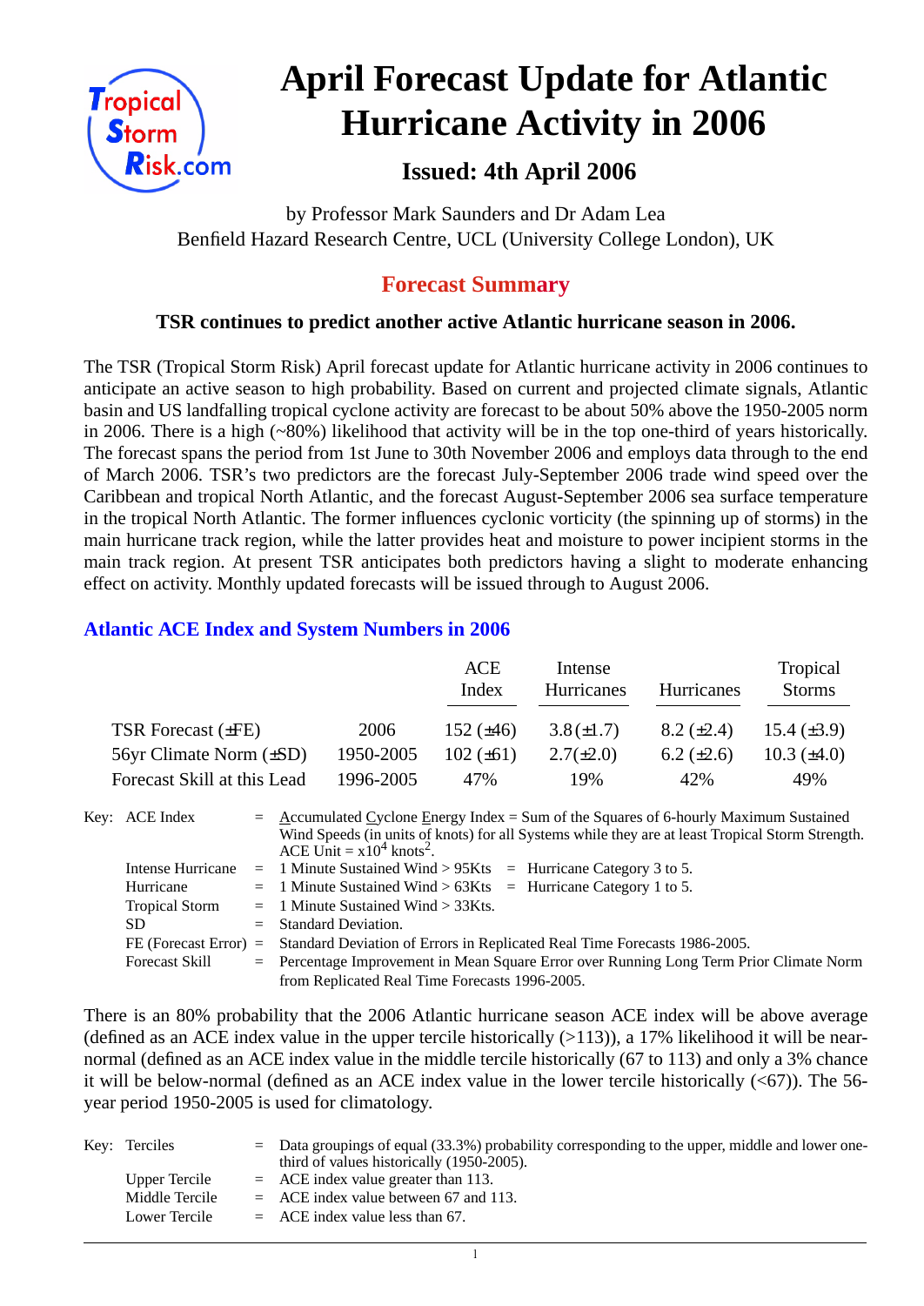# April Forecast Update for Atlantic Hurricane Activity in 2006

## Issued: 4th April 2006

by Professor Mark Saunders and Dr Adam Lea
Benfield Hazard Research Centre, UCL (University College London), UK

## Forecast Summary

**TSR continues to predict another active Atlantic hurricane season in 2006.**

The TSR (Tropical Storm Risk) April forecast update for Atlantic hurricane activity in 2006 continues to anticipate an active season to high probability. Based on current and projected climate signals, Atlantic basin and US landfalling tropical cyclone activity are forecast to be about 50% above the 1950-2005 norm in 2006. There is a high (~80%) likelihood that activity will be in the top one-third of years historically. The forecast spans the period from 1st June to 30th November 2006 and employs data through to the end of March 2006. TSR's two predictors are the forecast July-September 2006 trade wind speed over the Caribbean and tropical North Atlantic, and the forecast August-September 2006 sea surface temperature in the tropical North Atlantic. The former influences cyclonic vorticity (the spinning up of storms) in the main hurricane track region, while the latter provides heat and moisture to power incipient storms in the main track region. At present TSR anticipates both predictors having a slight to moderate enhancing effect on activity. Monthly updated forecasts will be issued through to August 2006.

### Atlantic ACE Index and System Numbers in 2006

| | | ACE Index | Intense Hurricanes | Hurricanes | Tropical Storms |
|---|---|---|---|---|---|
| TSR Forecast (±FE) | 2006 | 152 (±46) | 3.8 (±1.7) | 8.2 (±2.4) | 15.4 (±3.9) |
| 56yr Climate Norm (±SD) | 1950-2005 | 102 (±61) | 2.7 (±2.0) | 6.2 (±2.6) | 10.3 (±4.0) |
| Forecast Skill at this Lead | 1996-2005 | 47% | 19% | 42% | 49% |

Key:
- ACE Index = Accumulated Cyclone Energy Index = Sum of the Squares of 6-hourly Maximum Sustained Wind Speeds (in units of knots) for all Systems while they are at least Tropical Storm Strength. ACE Unit = $x10^4$ knots$^2$.
- Intense Hurricane = 1 Minute Sustained Wind > 95Kts = Hurricane Category 3 to 5.
- Hurricane = 1 Minute Sustained Wind > 63Kts = Hurricane Category 1 to 5.
- Tropical Storm = 1 Minute Sustained Wind > 33Kts.
- SD = Standard Deviation.
- FE (Forecast Error) = Standard Deviation of Errors in Replicated Real Time Forecasts 1986-2005.
- Forecast Skill = Percentage Improvement in Mean Square Error over Running Long Term Prior Climate Norm from Replicated Real Time Forecasts 1996-2005.

There is an 80% probability that the 2006 Atlantic hurricane season ACE index will be above average (defined as an ACE index value in the upper tercile historically (>113)), a 17% likelihood it will be near-normal (defined as an ACE index value in the middle tercile historically (67 to 113) and only a 3% chance it will be below-normal (defined as an ACE index value in the lower tercile historically (<67)). The 56-year period 1950-2005 is used for climatology.

Key:
- Terciles = Data groupings of equal (33.3%) probability corresponding to the upper, middle and lower one-third of values historically (1950-2005).
- Upper Tercile = ACE index value greater than 113.
- Middle Tercile = ACE index value between 67 and 113.
- Lower Tercile = ACE index value less than 67.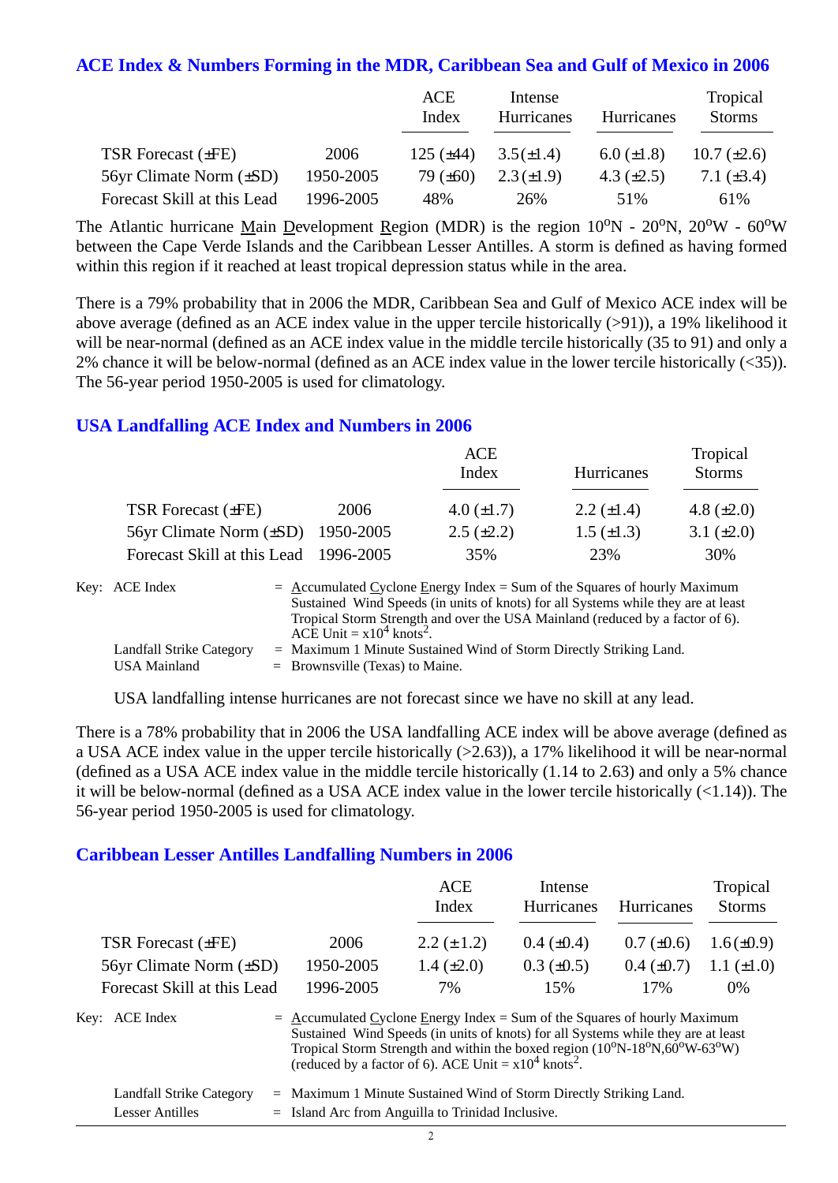## ACE Index & Numbers Forming in the MDR, Caribbean Sea and Gulf of Mexico in 2006

| | | ACE Index | Intense Hurricanes | Hurricanes | Tropical Storms |
|---|---|---|---|---|---|
| TSR Forecast (±FE) | 2006 | 125 (±44) | 3.5(±1.4) | 6.0 (±1.8) | 10.7 (±2.6) |
| 56yr Climate Norm (±SD) | 1950-2005 | 79 (±60) | 2.3(±1.9) | 4.3 (±2.5) | 7.1 (±3.4) |
| Forecast Skill at this Lead | 1996-2005 | 48% | 26% | 51% | 61% |

The Atlantic hurricane Main Development Region (MDR) is the region 10°N - 20°N, 20°W - 60°W between the Cape Verde Islands and the Caribbean Lesser Antilles. A storm is defined as having formed within this region if it reached at least tropical depression status while in the area.

There is a 79% probability that in 2006 the MDR, Caribbean Sea and Gulf of Mexico ACE index will be above average (defined as an ACE index value in the upper tercile historically (>91)), a 19% likelihood it will be near-normal (defined as an ACE index value in the middle tercile historically (35 to 91) and only a 2% chance it will be below-normal (defined as an ACE index value in the lower tercile historically (<35)). The 56-year period 1950-2005 is used for climatology.

## USA Landfalling ACE Index and Numbers in 2006

| | | ACE Index | Hurricanes | Tropical Storms |
|---|---|---|---|---|
| TSR Forecast (±FE) | 2006 | 4.0 (±1.7) | 2.2 (±1.4) | 4.8 (±2.0) |
| 56yr Climate Norm (±SD) | 1950-2005 | 2.5 (±2.2) | 1.5 (±1.3) | 3.1 (±2.0) |
| Forecast Skill at this Lead | 1996-2005 | 35% | 23% | 30% |

Key: ACE Index = Accumulated Cyclone Energy Index = Sum of the Squares of hourly Maximum Sustained Wind Speeds (in units of knots) for all Systems while they are at least Tropical Storm Strength and over the USA Mainland (reduced by a factor of 6). ACE Unit = $x10^4$ $knots^2$.

Landfall Strike Category = Maximum 1 Minute Sustained Wind of Storm Directly Striking Land.

USA Mainland = Brownsville (Texas) to Maine.

USA landfalling intense hurricanes are not forecast since we have no skill at any lead.

There is a 78% probability that in 2006 the USA landfalling ACE index will be above average (defined as a USA ACE index value in the upper tercile historically (>2.63)), a 17% likelihood it will be near-normal (defined as a USA ACE index value in the middle tercile historically (1.14 to 2.63) and only a 5% chance it will be below-normal (defined as a USA ACE index value in the lower tercile historically (<1.14)). The 56-year period 1950-2005 is used for climatology.

## Caribbean Lesser Antilles Landfalling Numbers in 2006

| | | ACE Index | Intense Hurricanes | Hurricanes | Tropical Storms |
|---|---|---|---|---|---|
| TSR Forecast (±FE) | 2006 | 2.2 (±1.2) | 0.4 (±0.4) | 0.7 (±0.6) | 1.6 (±0.9) |
| 56yr Climate Norm (±SD) | 1950-2005 | 1.4 (±2.0) | 0.3 (±0.5) | 0.4 (±0.7) | 1.1 (±1.0) |
| Forecast Skill at this Lead | 1996-2005 | 7% | 15% | 17% | 0% |

Key: ACE Index = Accumulated Cyclone Energy Index = Sum of the Squares of hourly Maximum Sustained Wind Speeds (in units of knots) for all Systems while they are at least Tropical Storm Strength and within the boxed region (10°N-18°N, 60°W-63°W) (reduced by a factor of 6). ACE Unit = $x10^4$ $knots^2$.

Landfall Strike Category = Maximum 1 Minute Sustained Wind of Storm Directly Striking Land.

Lesser Antilles = Island Arc from Anguilla to Trinidad Inclusive.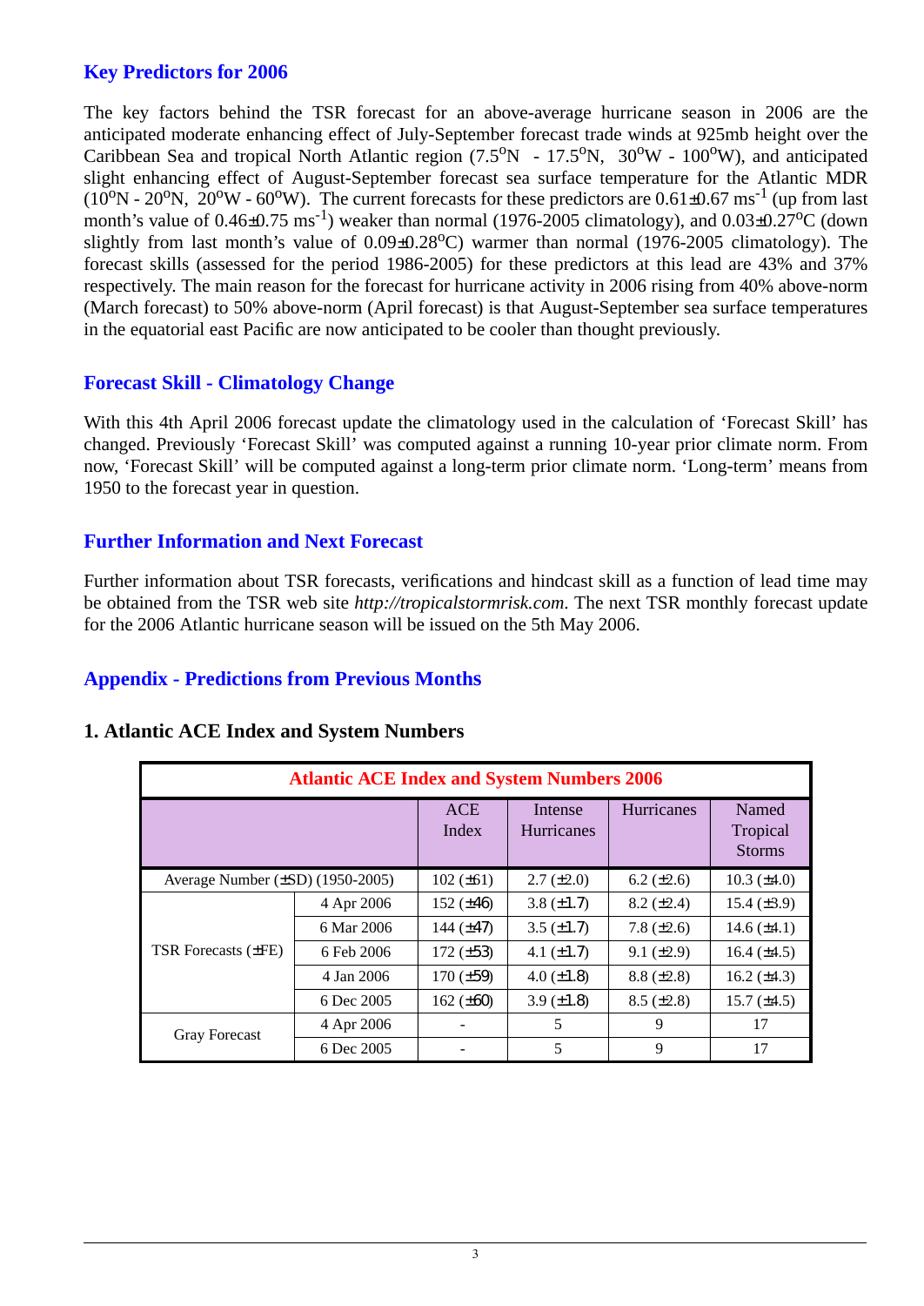## Key Predictors for 2006

The key factors behind the TSR forecast for an above-average hurricane season in 2006 are the anticipated moderate enhancing effect of July-September forecast trade winds at 925mb height over the Caribbean Sea and tropical North Atlantic region (7.5°N - 17.5°N, 30°W - 100°W), and anticipated slight enhancing effect of August-September forecast sea surface temperature for the Atlantic MDR (10°N - 20°N, 20°W - 60°W). The current forecasts for these predictors are 0.61±0.67 $ms^{-1}$ (up from last month's value of 0.46±0.75 $ms^{-1}$) weaker than normal (1976-2005 climatology), and 0.03±0.27°C (down slightly from last month's value of 0.09±0.28°C) warmer than normal (1976-2005 climatology). The forecast skills (assessed for the period 1986-2005) for these predictors at this lead are 43% and 37% respectively. The main reason for the forecast for hurricane activity in 2006 rising from 40% above-norm (March forecast) to 50% above-norm (April forecast) is that August-September sea surface temperatures in the equatorial east Pacific are now anticipated to be cooler than thought previously.

## Forecast Skill - Climatology Change

With this 4th April 2006 forecast update the climatology used in the calculation of 'Forecast Skill' has changed. Previously 'Forecast Skill' was computed against a running 10-year prior climate norm. From now, 'Forecast Skill' will be computed against a long-term prior climate norm. 'Long-term' means from 1950 to the forecast year in question.

## Further Information and Next Forecast

Further information about TSR forecasts, verifications and hindcast skill as a function of lead time may be obtained from the TSR web site *http://tropicalstormrisk.com*. The next TSR monthly forecast update for the 2006 Atlantic hurricane season will be issued on the 5th May 2006.

## Appendix - Predictions from Previous Months

### 1. Atlantic ACE Index and System Numbers

| Atlantic ACE Index and System Numbers 2006 | | | | | |
|---|---|---|---|---|---|
| | | ACE Index | Intense Hurricanes | Hurricanes | Named Tropical Storms |
| Average Number (±SD) (1950-2005) | | 102 (±61) | 2.7 (±2.0) | 6.2 (±2.6) | 10.3 (±4.0) |
| TSR Forecasts (±FE) | 4 Apr 2006 | 152 (±46) | 3.8 (±1.7) | 8.2 (±2.4) | 15.4 (±3.9) |
| | 6 Mar 2006 | 144 (±47) | 3.5 (±1.7) | 7.8 (±2.6) | 14.6 (±4.1) |
| | 6 Feb 2006 | 172 (±53) | 4.1 (±1.7) | 9.1 (±2.9) | 16.4 (±4.5) |
| | 4 Jan 2006 | 170 (±59) | 4.0 (±1.8) | 8.8 (±2.8) | 16.2 (±4.3) |
| | 6 Dec 2005 | 162 (±60) | 3.9 (±1.8) | 8.5 (±2.8) | 15.7 (±4.5) |
| Gray Forecast | 4 Apr 2006 | - | 5 | 9 | 17 |
| | 6 Dec 2005 | - | 5 | 9 | 17 |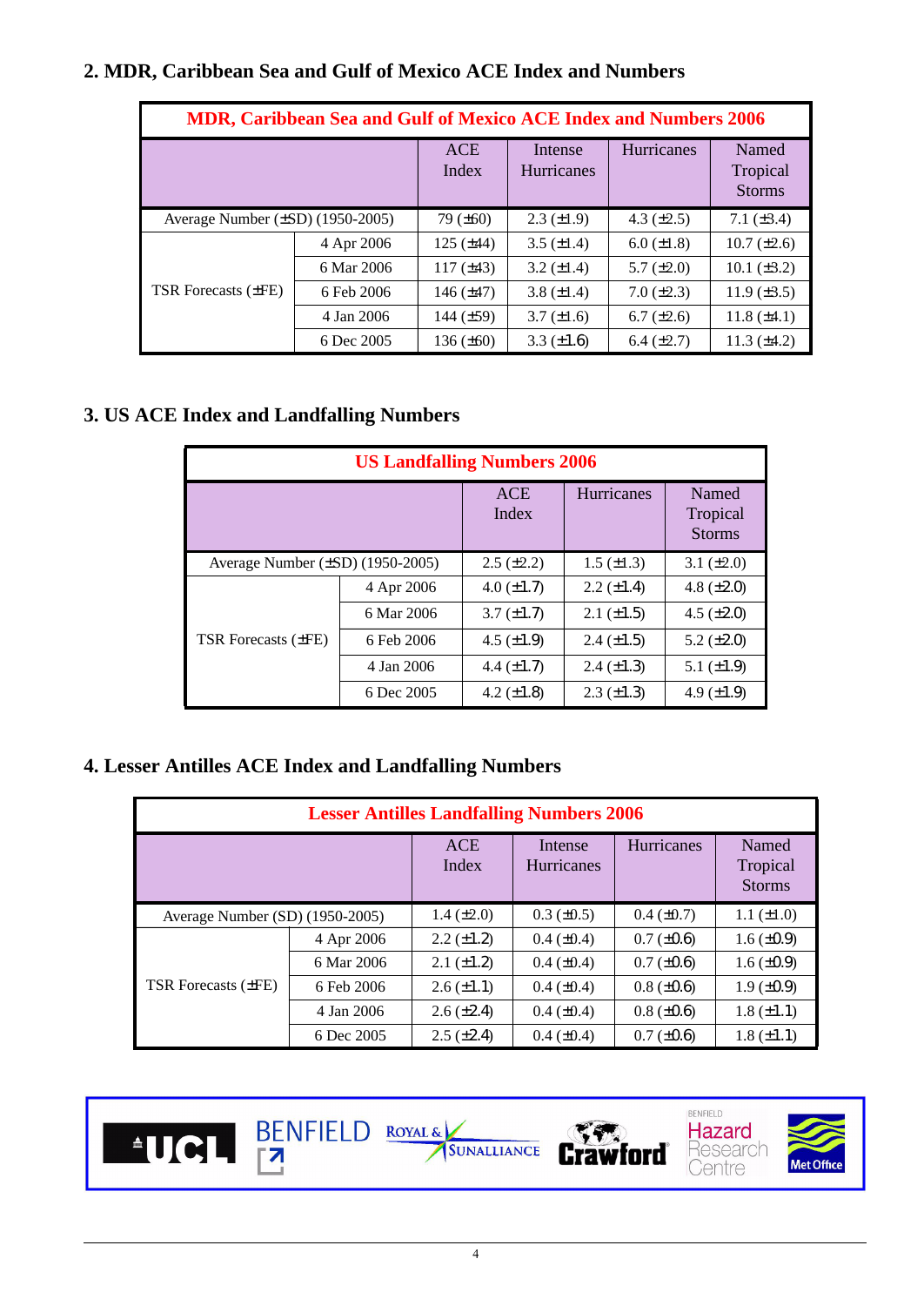## 2. MDR, Caribbean Sea and Gulf of Mexico ACE Index and Numbers

| MDR, Caribbean Sea and Gulf of Mexico ACE Index and Numbers 2006 | | | | | |
|---|---|---|---|---|---|
| | | ACE Index | Intense Hurricanes | Hurricanes | Named Tropical Storms |
| Average Number (±SD) (1950-2005) | | 79 (±60) | 2.3 (±1.9) | 4.3 (±2.5) | 7.1 (±3.4) |
| TSR Forecasts (±FE) | 4 Apr 2006 | 125 (±44) | 3.5 (±1.4) | 6.0 (±1.8) | 10.7 (±2.6) |
| | 6 Mar 2006 | 117 (±43) | 3.2 (±1.4) | 5.7 (±2.0) | 10.1 (±3.2) |
| | 6 Feb 2006 | 146 (±47) | 3.8 (±1.4) | 7.0 (±2.3) | 11.9 (±3.5) |
| | 4 Jan 2006 | 144 (±59) | 3.7 (±1.6) | 6.7 (±2.6) | 11.8 (±4.1) |
| | 6 Dec 2005 | 136 (±60) | 3.3 (±1.6) | 6.4 (±2.7) | 11.3 (±4.2) |

## 3. US ACE Index and Landfalling Numbers

| US Landfalling Numbers 2006 | | | | |
|---|---|---|---|---|
| | | ACE Index | Hurricanes | Named Tropical Storms |
| Average Number (±SD) (1950-2005) | | 2.5 (±2.2) | 1.5 (±1.3) | 3.1 (±2.0) |
| TSR Forecasts (±FE) | 4 Apr 2006 | 4.0 (±1.7) | 2.2 (±1.4) | 4.8 (±2.0) |
| | 6 Mar 2006 | 3.7 (±1.7) | 2.1 (±1.5) | 4.5 (±2.0) |
| | 6 Feb 2006 | 4.5 (±1.9) | 2.4 (±1.5) | 5.2 (±2.0) |
| | 4 Jan 2006 | 4.4 (±1.7) | 2.4 (±1.3) | 5.1 (±1.9) |
| | 6 Dec 2005 | 4.2 (±1.8) | 2.3 (±1.3) | 4.9 (±1.9) |

## 4. Lesser Antilles ACE Index and Landfalling Numbers

| Lesser Antilles Landfalling Numbers 2006 | | | | | |
|---|---|---|---|---|---|
| | | ACE Index | Intense Hurricanes | Hurricanes | Named Tropical Storms |
| Average Number (SD) (1950-2005) | | 1.4 (±2.0) | 0.3 (±0.5) | 0.4 (±0.7) | 1.1 (±1.0) |
| TSR Forecasts (±FE) | 4 Apr 2006 | 2.2 (±1.2) | 0.4 (±0.4) | 0.7 (±0.6) | 1.6 (±0.9) |
| | 6 Mar 2006 | 2.1 (±1.2) | 0.4 (±0.4) | 0.7 (±0.6) | 1.6 (±0.9) |
| | 6 Feb 2006 | 2.6 (±1.1) | 0.4 (±0.4) | 0.8 (±0.6) | 1.9 (±0.9) |
| | 4 Jan 2006 | 2.6 (±2.4) | 0.4 (±0.4) | 0.8 (±0.6) | 1.8 (±1.1) |
| | 6 Dec 2005 | 2.5 (±2.4) | 0.4 (±0.4) | 0.7 (±0.6) | 1.8 (±1.1) |

UCL BENFIELD ROYAL & SUNALLIANCE Crawford BENFIELD Hazard Research Centre Met Office